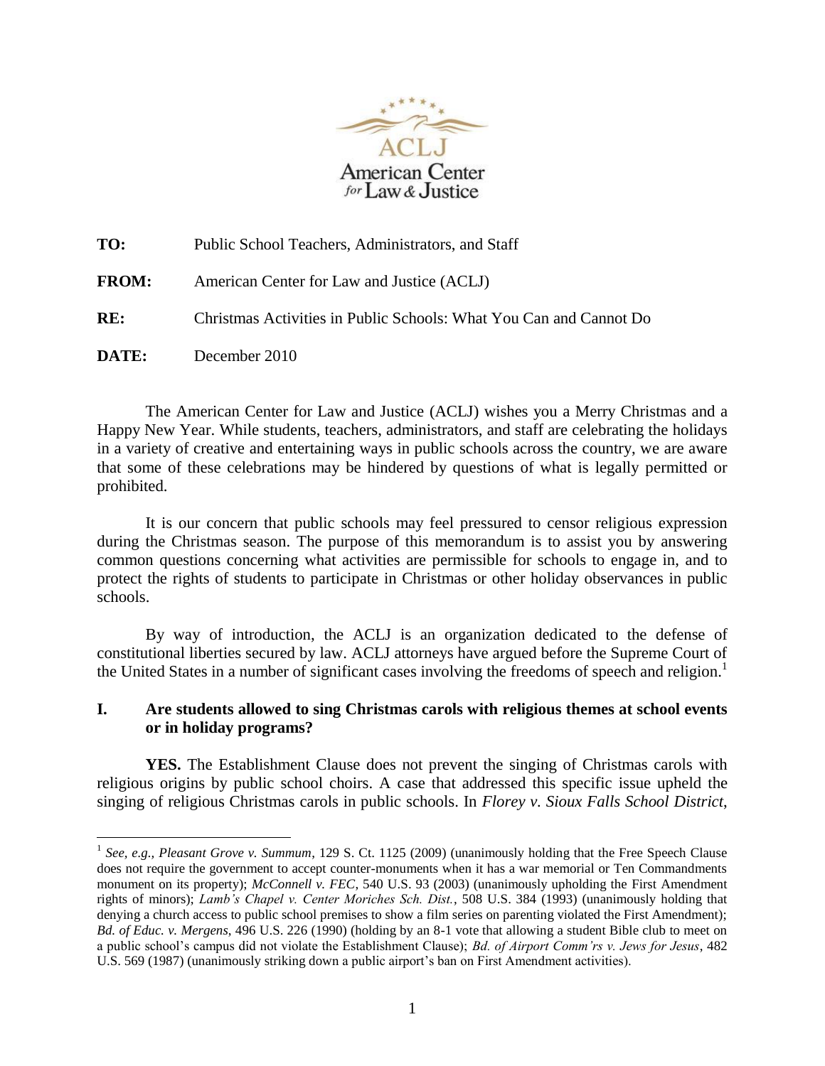ACLJ
American Center *for* Law & Justice

**TO:** Public School Teachers, Administrators, and Staff

**FROM:** American Center for Law and Justice (ACLJ)

**RE:** Christmas Activities in Public Schools: What You Can and Cannot Do

**DATE:** December 2010

The American Center for Law and Justice (ACLJ) wishes you a Merry Christmas and a Happy New Year. While students, teachers, administrators, and staff are celebrating the holidays in a variety of creative and entertaining ways in public schools across the country, we are aware that some of these celebrations may be hindered by questions of what is legally permitted or prohibited.

It is our concern that public schools may feel pressured to censor religious expression during the Christmas season. The purpose of this memorandum is to assist you by answering common questions concerning what activities are permissible for schools to engage in, and to protect the rights of students to participate in Christmas or other holiday observances in public schools.

By way of introduction, the ACLJ is an organization dedicated to the defense of constitutional liberties secured by law. ACLJ attorneys have argued before the Supreme Court of the United States in a number of significant cases involving the freedoms of speech and religion.[1]

## I. Are students allowed to sing Christmas carols with religious themes at school events or in holiday programs?

**YES.** The Establishment Clause does not prevent the singing of Christmas carols with religious origins by public school choirs. A case that addressed this specific issue upheld the singing of religious Christmas carols in public schools. In *Florey v. Sioux Falls School District*,

---

[1] *See, e.g., Pleasant Grove v. Summum*, 129 S. Ct. 1125 (2009) (unanimously holding that the Free Speech Clause does not require the government to accept counter-monuments when it has a war memorial or Ten Commandments monument on its property); *McConnell v. FEC*, 540 U.S. 93 (2003) (unanimously upholding the First Amendment rights of minors); *Lamb's Chapel v. Center Moriches Sch. Dist.*, 508 U.S. 384 (1993) (unanimously holding that denying a church access to public school premises to show a film series on parenting violated the First Amendment); *Bd. of Educ. v. Mergens*, 496 U.S. 226 (1990) (holding by an 8-1 vote that allowing a student Bible club to meet on a public school's campus did not violate the Establishment Clause); *Bd. of Airport Comm'rs v. Jews for Jesus*, 482 U.S. 569 (1987) (unanimously striking down a public airport's ban on First Amendment activities).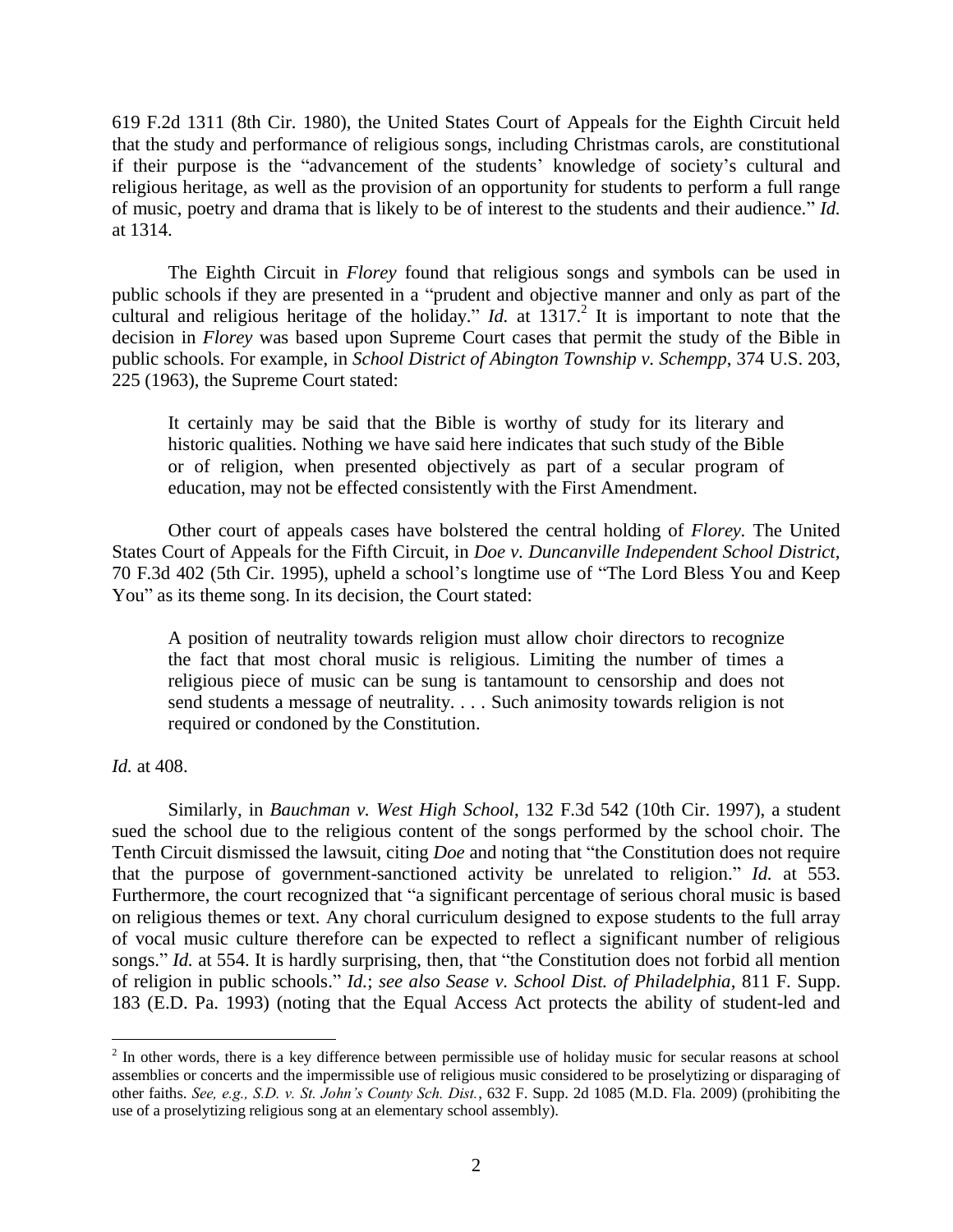619 F.2d 1311 (8th Cir. 1980), the United States Court of Appeals for the Eighth Circuit held that the study and performance of religious songs, including Christmas carols, are constitutional if their purpose is the "advancement of the students' knowledge of society's cultural and religious heritage, as well as the provision of an opportunity for students to perform a full range of music, poetry and drama that is likely to be of interest to the students and their audience." *Id.* at 1314.

The Eighth Circuit in *Florey* found that religious songs and symbols can be used in public schools if they are presented in a "prudent and objective manner and only as part of the cultural and religious heritage of the holiday." *Id.* at 1317.[2] It is important to note that the decision in *Florey* was based upon Supreme Court cases that permit the study of the Bible in public schools. For example, in *School District of Abington Township v. Schempp*, 374 U.S. 203, 225 (1963), the Supreme Court stated:

> It certainly may be said that the Bible is worthy of study for its literary and historic qualities. Nothing we have said here indicates that such study of the Bible or of religion, when presented objectively as part of a secular program of education, may not be effected consistently with the First Amendment.

Other court of appeals cases have bolstered the central holding of *Florey.* The United States Court of Appeals for the Fifth Circuit, in *Doe v. Duncanville Independent School District*, 70 F.3d 402 (5th Cir. 1995), upheld a school's longtime use of "The Lord Bless You and Keep You" as its theme song. In its decision, the Court stated:

> A position of neutrality towards religion must allow choir directors to recognize the fact that most choral music is religious. Limiting the number of times a religious piece of music can be sung is tantamount to censorship and does not send students a message of neutrality. . . . Such animosity towards religion is not required or condoned by the Constitution.

*Id.* at 408.

Similarly, in *Bauchman v. West High School*, 132 F.3d 542 (10th Cir. 1997), a student sued the school due to the religious content of the songs performed by the school choir. The Tenth Circuit dismissed the lawsuit, citing *Doe* and noting that "the Constitution does not require that the purpose of government-sanctioned activity be unrelated to religion." *Id.* at 553. Furthermore, the court recognized that "a significant percentage of serious choral music is based on religious themes or text. Any choral curriculum designed to expose students to the full array of vocal music culture therefore can be expected to reflect a significant number of religious songs." *Id.* at 554. It is hardly surprising, then, that "the Constitution does not forbid all mention of religion in public schools." *Id.*; *see also Sease v. School Dist. of Philadelphia*, 811 F. Supp. 183 (E.D. Pa. 1993) (noting that the Equal Access Act protects the ability of student-led and

---

[2] In other words, there is a key difference between permissible use of holiday music for secular reasons at school assemblies or concerts and the impermissible use of religious music considered to be proselytizing or disparaging of other faiths. *See, e.g., S.D. v. St. John's County Sch. Dist.*, 632 F. Supp. 2d 1085 (M.D. Fla. 2009) (prohibiting the use of a proselytizing religious song at an elementary school assembly).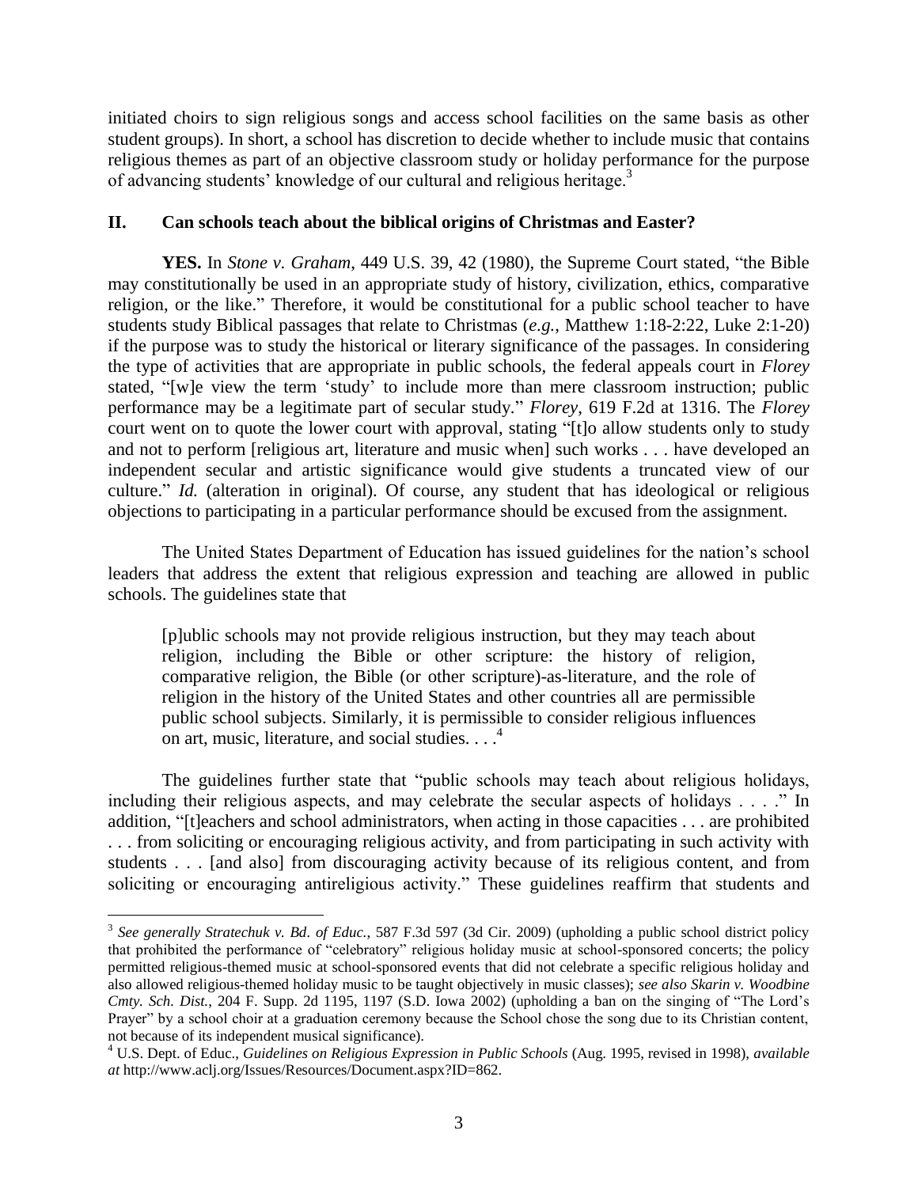initiated choirs to sign religious songs and access school facilities on the same basis as other student groups). In short, a school has discretion to decide whether to include music that contains religious themes as part of an objective classroom study or holiday performance for the purpose of advancing students' knowledge of our cultural and religious heritage.[3]

## II. Can schools teach about the biblical origins of Christmas and Easter?

**YES.** In *Stone v. Graham*, 449 U.S. 39, 42 (1980), the Supreme Court stated, "the Bible may constitutionally be used in an appropriate study of history, civilization, ethics, comparative religion, or the like." Therefore, it would be constitutional for a public school teacher to have students study Biblical passages that relate to Christmas (*e.g.*, Matthew 1:18-2:22, Luke 2:1-20) if the purpose was to study the historical or literary significance of the passages. In considering the type of activities that are appropriate in public schools, the federal appeals court in *Florey* stated, "[w]e view the term 'study' to include more than mere classroom instruction; public performance may be a legitimate part of secular study." *Florey*, 619 F.2d at 1316. The *Florey* court went on to quote the lower court with approval, stating "[t]o allow students only to study and not to perform [religious art, literature and music when] such works . . . have developed an independent secular and artistic significance would give students a truncated view of our culture." *Id.* (alteration in original). Of course, any student that has ideological or religious objections to participating in a particular performance should be excused from the assignment.

The United States Department of Education has issued guidelines for the nation's school leaders that address the extent that religious expression and teaching are allowed in public schools. The guidelines state that

> [p]ublic schools may not provide religious instruction, but they may teach about religion, including the Bible or other scripture: the history of religion, comparative religion, the Bible (or other scripture)-as-literature, and the role of religion in the history of the United States and other countries all are permissible public school subjects. Similarly, it is permissible to consider religious influences on art, music, literature, and social studies. . . .[4]

The guidelines further state that "public schools may teach about religious holidays, including their religious aspects, and may celebrate the secular aspects of holidays . . . ." In addition, "[t]eachers and school administrators, when acting in those capacities . . . are prohibited . . . from soliciting or encouraging religious activity, and from participating in such activity with students . . . [and also] from discouraging activity because of its religious content, and from soliciting or encouraging antireligious activity." These guidelines reaffirm that students and

---

[3] *See generally Stratechuk v. Bd. of Educ.*, 587 F.3d 597 (3d Cir. 2009) (upholding a public school district policy that prohibited the performance of "celebratory" religious holiday music at school-sponsored concerts; the policy permitted religious-themed music at school-sponsored events that did not celebrate a specific religious holiday and also allowed religious-themed holiday music to be taught objectively in music classes); *see also Skarin v. Woodbine Cmty. Sch. Dist.*, 204 F. Supp. 2d 1195, 1197 (S.D. Iowa 2002) (upholding a ban on the singing of "The Lord's Prayer" by a school choir at a graduation ceremony because the School chose the song due to its Christian content, not because of its independent musical significance).

[4] U.S. Dept. of Educ., *Guidelines on Religious Expression in Public Schools* (Aug. 1995, revised in 1998), *available at* http://www.aclj.org/Issues/Resources/Document.aspx?ID=862.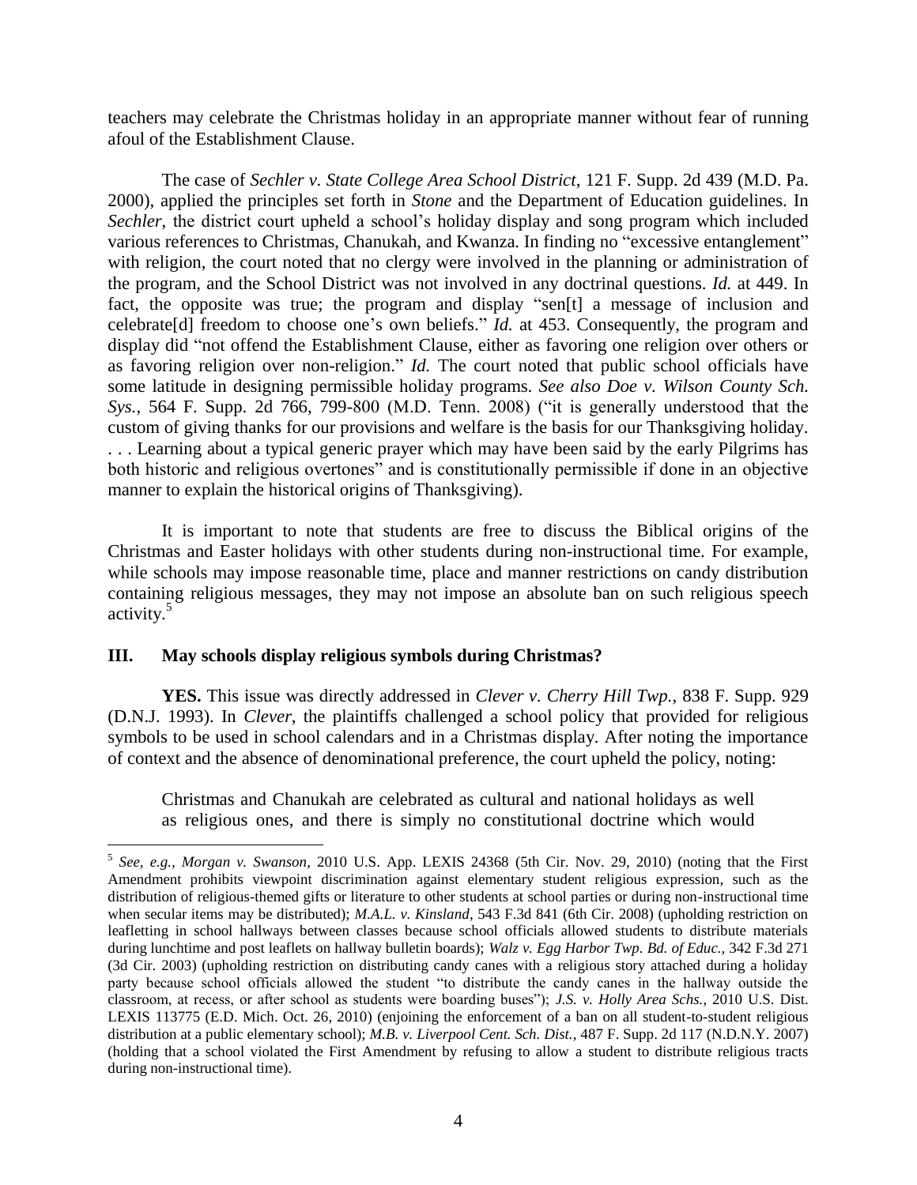teachers may celebrate the Christmas holiday in an appropriate manner without fear of running afoul of the Establishment Clause.

The case of *Sechler v. State College Area School District*, 121 F. Supp. 2d 439 (M.D. Pa. 2000), applied the principles set forth in *Stone* and the Department of Education guidelines. In *Sechler*, the district court upheld a school's holiday display and song program which included various references to Christmas, Chanukah, and Kwanza. In finding no "excessive entanglement" with religion, the court noted that no clergy were involved in the planning or administration of the program, and the School District was not involved in any doctrinal questions. *Id.* at 449. In fact, the opposite was true; the program and display "sen[t] a message of inclusion and celebrate[d] freedom to choose one's own beliefs." *Id.* at 453. Consequently, the program and display did "not offend the Establishment Clause, either as favoring one religion over others or as favoring religion over non-religion." *Id.* The court noted that public school officials have some latitude in designing permissible holiday programs. *See also Doe v. Wilson County Sch. Sys.*, 564 F. Supp. 2d 766, 799-800 (M.D. Tenn. 2008) ("it is generally understood that the custom of giving thanks for our provisions and welfare is the basis for our Thanksgiving holiday. . . . Learning about a typical generic prayer which may have been said by the early Pilgrims has both historic and religious overtones" and is constitutionally permissible if done in an objective manner to explain the historical origins of Thanksgiving).

It is important to note that students are free to discuss the Biblical origins of the Christmas and Easter holidays with other students during non-instructional time. For example, while schools may impose reasonable time, place and manner restrictions on candy distribution containing religious messages, they may not impose an absolute ban on such religious speech activity.[5]

## III. May schools display religious symbols during Christmas?

**YES.** This issue was directly addressed in *Clever v. Cherry Hill Twp.*, 838 F. Supp. 929 (D.N.J. 1993). In *Clever*, the plaintiffs challenged a school policy that provided for religious symbols to be used in school calendars and in a Christmas display. After noting the importance of context and the absence of denominational preference, the court upheld the policy, noting:

> Christmas and Chanukah are celebrated as cultural and national holidays as well as religious ones, and there is simply no constitutional doctrine which would

---

[5] *See, e.g., Morgan v. Swanson*, 2010 U.S. App. LEXIS 24368 (5th Cir. Nov. 29, 2010) (noting that the First Amendment prohibits viewpoint discrimination against elementary student religious expression, such as the distribution of religious-themed gifts or literature to other students at school parties or during non-instructional time when secular items may be distributed); *M.A.L. v. Kinsland*, 543 F.3d 841 (6th Cir. 2008) (upholding restriction on leafletting in school hallways between classes because school officials allowed students to distribute materials during lunchtime and post leaflets on hallway bulletin boards); *Walz v. Egg Harbor Twp. Bd. of Educ.*, 342 F.3d 271 (3d Cir. 2003) (upholding restriction on distributing candy canes with a religious story attached during a holiday party because school officials allowed the student "to distribute the candy canes in the hallway outside the classroom, at recess, or after school as students were boarding buses"); *J.S. v. Holly Area Schs.*, 2010 U.S. Dist. LEXIS 113775 (E.D. Mich. Oct. 26, 2010) (enjoining the enforcement of a ban on all student-to-student religious distribution at a public elementary school); *M.B. v. Liverpool Cent. Sch. Dist.*, 487 F. Supp. 2d 117 (N.D.N.Y. 2007) (holding that a school violated the First Amendment by refusing to allow a student to distribute religious tracts during non-instructional time).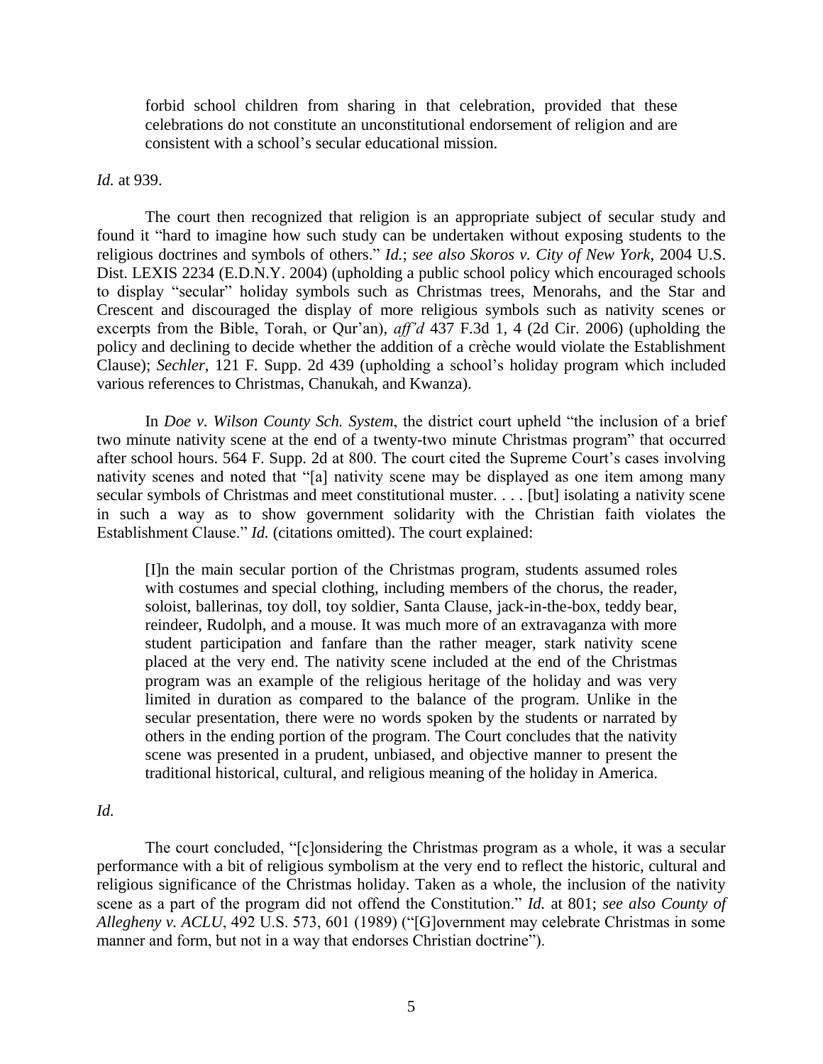> forbid school children from sharing in that celebration, provided that these celebrations do not constitute an unconstitutional endorsement of religion and are consistent with a school's secular educational mission.

*Id.* at 939.

The court then recognized that religion is an appropriate subject of secular study and found it "hard to imagine how such study can be undertaken without exposing students to the religious doctrines and symbols of others." *Id.*; *see also Skoros v. City of New York*, 2004 U.S. Dist. LEXIS 2234 (E.D.N.Y. 2004) (upholding a public school policy which encouraged schools to display "secular" holiday symbols such as Christmas trees, Menorahs, and the Star and Crescent and discouraged the display of more religious symbols such as nativity scenes or excerpts from the Bible, Torah, or Qur'an), *aff'd* 437 F.3d 1, 4 (2d Cir. 2006) (upholding the policy and declining to decide whether the addition of a crèche would violate the Establishment Clause); *Sechler*, 121 F. Supp. 2d 439 (upholding a school's holiday program which included various references to Christmas, Chanukah, and Kwanza).

In *Doe v. Wilson County Sch. System*, the district court upheld "the inclusion of a brief two minute nativity scene at the end of a twenty-two minute Christmas program" that occurred after school hours. 564 F. Supp. 2d at 800. The court cited the Supreme Court's cases involving nativity scenes and noted that "[a] nativity scene may be displayed as one item among many secular symbols of Christmas and meet constitutional muster. . . . [but] isolating a nativity scene in such a way as to show government solidarity with the Christian faith violates the Establishment Clause." *Id.* (citations omitted). The court explained:

> [I]n the main secular portion of the Christmas program, students assumed roles with costumes and special clothing, including members of the chorus, the reader, soloist, ballerinas, toy doll, toy soldier, Santa Clause, jack-in-the-box, teddy bear, reindeer, Rudolph, and a mouse. It was much more of an extravaganza with more student participation and fanfare than the rather meager, stark nativity scene placed at the very end. The nativity scene included at the end of the Christmas program was an example of the religious heritage of the holiday and was very limited in duration as compared to the balance of the program. Unlike in the secular presentation, there were no words spoken by the students or narrated by others in the ending portion of the program. The Court concludes that the nativity scene was presented in a prudent, unbiased, and objective manner to present the traditional historical, cultural, and religious meaning of the holiday in America.

*Id.*

The court concluded, "[c]onsidering the Christmas program as a whole, it was a secular performance with a bit of religious symbolism at the very end to reflect the historic, cultural and religious significance of the Christmas holiday. Taken as a whole, the inclusion of the nativity scene as a part of the program did not offend the Constitution." *Id.* at 801; *see also County of Allegheny v. ACLU*, 492 U.S. 573, 601 (1989) ("[G]overnment may celebrate Christmas in some manner and form, but not in a way that endorses Christian doctrine").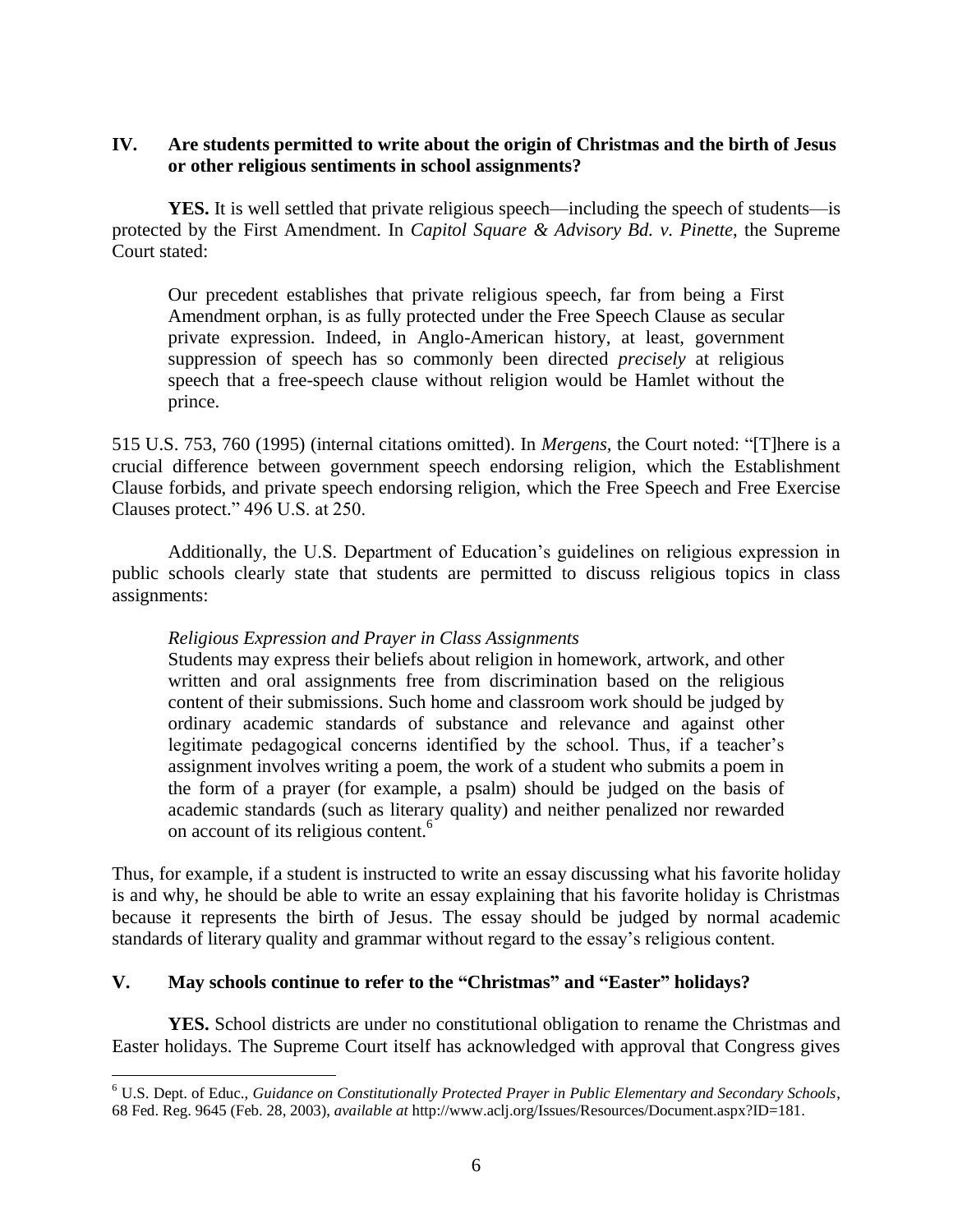## IV. Are students permitted to write about the origin of Christmas and the birth of Jesus or other religious sentiments in school assignments?

**YES.** It is well settled that private religious speech—including the speech of students—is protected by the First Amendment. In *Capitol Square & Advisory Bd. v. Pinette*, the Supreme Court stated:

> Our precedent establishes that private religious speech, far from being a First Amendment orphan, is as fully protected under the Free Speech Clause as secular private expression. Indeed, in Anglo-American history, at least, government suppression of speech has so commonly been directed *precisely* at religious speech that a free-speech clause without religion would be Hamlet without the prince.

515 U.S. 753, 760 (1995) (internal citations omitted). In *Mergens*, the Court noted: "[T]here is a crucial difference between government speech endorsing religion, which the Establishment Clause forbids, and private speech endorsing religion, which the Free Speech and Free Exercise Clauses protect." 496 U.S. at 250.

Additionally, the U.S. Department of Education's guidelines on religious expression in public schools clearly state that students are permitted to discuss religious topics in class assignments:

> *Religious Expression and Prayer in Class Assignments*
> Students may express their beliefs about religion in homework, artwork, and other written and oral assignments free from discrimination based on the religious content of their submissions. Such home and classroom work should be judged by ordinary academic standards of substance and relevance and against other legitimate pedagogical concerns identified by the school. Thus, if a teacher's assignment involves writing a poem, the work of a student who submits a poem in the form of a prayer (for example, a psalm) should be judged on the basis of academic standards (such as literary quality) and neither penalized nor rewarded on account of its religious content.[6]

Thus, for example, if a student is instructed to write an essay discussing what his favorite holiday is and why, he should be able to write an essay explaining that his favorite holiday is Christmas because it represents the birth of Jesus. The essay should be judged by normal academic standards of literary quality and grammar without regard to the essay's religious content.

## V. May schools continue to refer to the "Christmas" and "Easter" holidays?

**YES.** School districts are under no constitutional obligation to rename the Christmas and Easter holidays. The Supreme Court itself has acknowledged with approval that Congress gives

---

[6] U.S. Dept. of Educ., *Guidance on Constitutionally Protected Prayer in Public Elementary and Secondary Schools*, 68 Fed. Reg. 9645 (Feb. 28, 2003), *available at* http://www.aclj.org/Issues/Resources/Document.aspx?ID=181.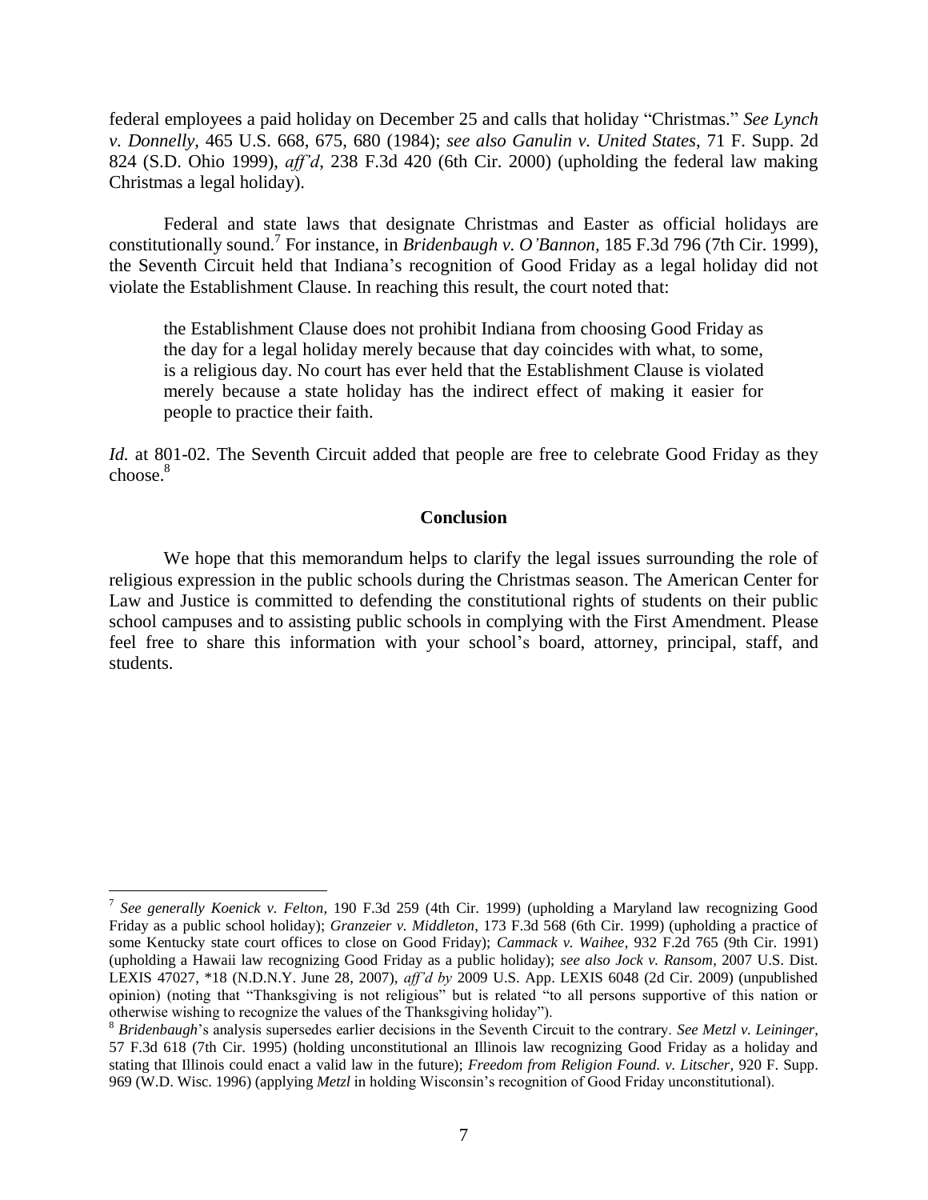federal employees a paid holiday on December 25 and calls that holiday "Christmas." *See Lynch v. Donnelly*, 465 U.S. 668, 675, 680 (1984); *see also Ganulin v. United States*, 71 F. Supp. 2d 824 (S.D. Ohio 1999), *aff'd*, 238 F.3d 420 (6th Cir. 2000) (upholding the federal law making Christmas a legal holiday).

Federal and state laws that designate Christmas and Easter as official holidays are constitutionally sound.[7] For instance, in *Bridenbaugh v. O'Bannon*, 185 F.3d 796 (7th Cir. 1999), the Seventh Circuit held that Indiana's recognition of Good Friday as a legal holiday did not violate the Establishment Clause. In reaching this result, the court noted that:

> the Establishment Clause does not prohibit Indiana from choosing Good Friday as the day for a legal holiday merely because that day coincides with what, to some, is a religious day. No court has ever held that the Establishment Clause is violated merely because a state holiday has the indirect effect of making it easier for people to practice their faith.

*Id.* at 801-02. The Seventh Circuit added that people are free to celebrate Good Friday as they choose.[8]

## Conclusion

We hope that this memorandum helps to clarify the legal issues surrounding the role of religious expression in the public schools during the Christmas season. The American Center for Law and Justice is committed to defending the constitutional rights of students on their public school campuses and to assisting public schools in complying with the First Amendment. Please feel free to share this information with your school's board, attorney, principal, staff, and students.

---

[7] *See generally Koenick v. Felton*, 190 F.3d 259 (4th Cir. 1999) (upholding a Maryland law recognizing Good Friday as a public school holiday); *Granzeier v. Middleton*, 173 F.3d 568 (6th Cir. 1999) (upholding a practice of some Kentucky state court offices to close on Good Friday); *Cammack v. Waihee*, 932 F.2d 765 (9th Cir. 1991) (upholding a Hawaii law recognizing Good Friday as a public holiday); *see also Jock v. Ransom*, 2007 U.S. Dist. LEXIS 47027, *18 (N.D.N.Y. June 28, 2007), *aff'd by* 2009 U.S. App. LEXIS 6048 (2d Cir. 2009) (unpublished opinion) (noting that "Thanksgiving is not religious" but is related "to all persons supportive of this nation or otherwise wishing to recognize the values of the Thanksgiving holiday").

[8] *Bridenbaugh*'s analysis supersedes earlier decisions in the Seventh Circuit to the contrary. *See Metzl v. Leininger*, 57 F.3d 618 (7th Cir. 1995) (holding unconstitutional an Illinois law recognizing Good Friday as a holiday and stating that Illinois could enact a valid law in the future); *Freedom from Religion Found. v. Litscher*, 920 F. Supp. 969 (W.D. Wisc. 1996) (applying *Metzl* in holding Wisconsin's recognition of Good Friday unconstitutional).